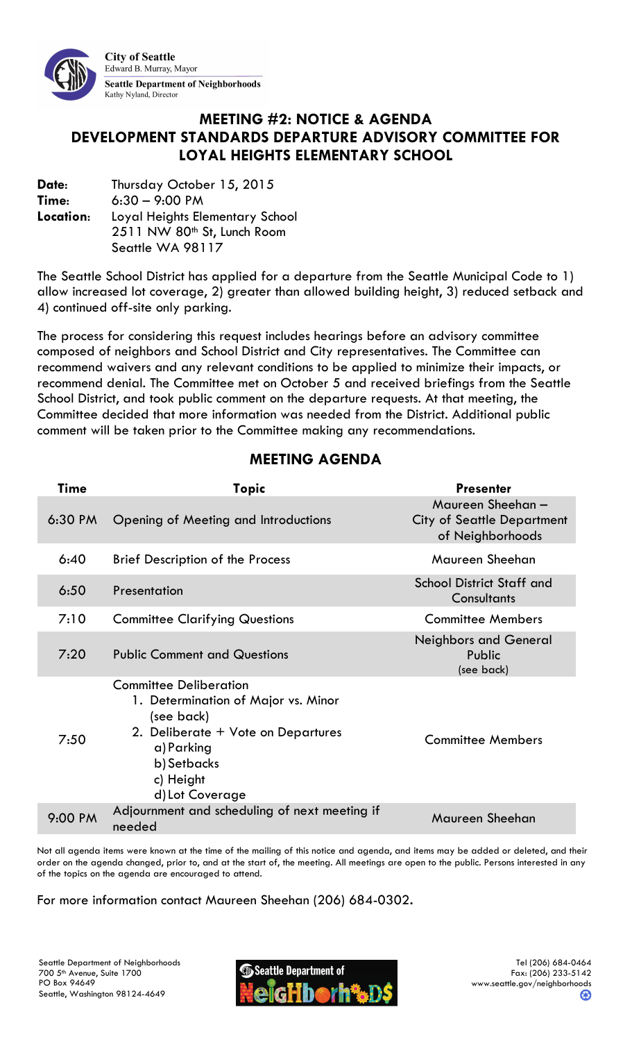City of Seattle
Edward B. Murray, Mayor
Seattle Department of Neighborhoods
Kathy Nyland, Director

# MEETING #2: NOTICE & AGENDA
# DEVELOPMENT STANDARDS DEPARTURE ADVISORY COMMITTEE FOR LOYAL HEIGHTS ELEMENTARY SCHOOL

**Date:** Thursday October 15, 2015
**Time:** 6:30 – 9:00 PM
**Location:** Loyal Heights Elementary School
2511 NW 80th St, Lunch Room
Seattle WA 98117

The Seattle School District has applied for a departure from the Seattle Municipal Code to 1) allow increased lot coverage, 2) greater than allowed building height, 3) reduced setback and 4) continued off-site only parking.

The process for considering this request includes hearings before an advisory committee composed of neighbors and School District and City representatives. The Committee can recommend waivers and any relevant conditions to be applied to minimize their impacts, or recommend denial. The Committee met on October 5 and received briefings from the Seattle School District, and took public comment on the departure requests. At that meeting, the Committee decided that more information was needed from the District. Additional public comment will be taken prior to the Committee making any recommendations.

## MEETING AGENDA

| Time | Topic | Presenter |
|---|---|---|
| 6:30 PM | Opening of Meeting and Introductions | Maureen Sheehan – City of Seattle Department of Neighborhoods |
| 6:40 | Brief Description of the Process | Maureen Sheehan |
| 6:50 | Presentation | School District Staff and Consultants |
| 7:10 | Committee Clarifying Questions | Committee Members |
| 7:20 | Public Comment and Questions | Neighbors and General Public (see back) |
| 7:50 | Committee Deliberation<br>1. Determination of Major vs. Minor (see back)<br>2. Deliberate + Vote on Departures<br>a) Parking<br>b) Setbacks<br>c) Height<br>d) Lot Coverage | Committee Members |
| 9:00 PM | Adjournment and scheduling of next meeting if needed | Maureen Sheehan |

Not all agenda items were known at the time of the mailing of this notice and agenda, and items may be added or deleted, and their order on the agenda changed, prior to, and at the start of, the meeting. All meetings are open to the public. Persons interested in any of the topics on the agenda are encouraged to attend.

For more information contact Maureen Sheehan (206) 684-0302.

Seattle Department of Neighborhoods
700 5th Avenue, Suite 1700
PO Box 94649
Seattle, Washington 98124-4649

Tel (206) 684-0464
Fax: (206) 233-5142
www.seattle.gov/neighborhoods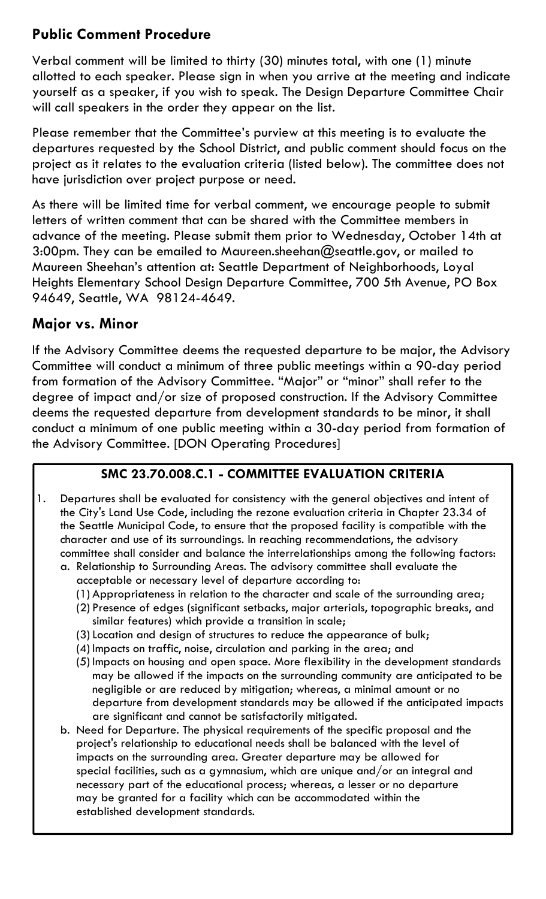## Public Comment Procedure

Verbal comment will be limited to thirty (30) minutes total, with one (1) minute allotted to each speaker. Please sign in when you arrive at the meeting and indicate yourself as a speaker, if you wish to speak. The Design Departure Committee Chair will call speakers in the order they appear on the list.

Please remember that the Committee's purview at this meeting is to evaluate the departures requested by the School District, and public comment should focus on the project as it relates to the evaluation criteria (listed below). The committee does not have jurisdiction over project purpose or need.

As there will be limited time for verbal comment, we encourage people to submit letters of written comment that can be shared with the Committee members in advance of the meeting. Please submit them prior to Wednesday, October 14th at 3:00pm. They can be emailed to Maureen.sheehan@seattle.gov, or mailed to Maureen Sheehan's attention at: Seattle Department of Neighborhoods, Loyal Heights Elementary School Design Departure Committee, 700 5th Avenue, PO Box 94649, Seattle, WA 98124-4649.

## Major vs. Minor

If the Advisory Committee deems the requested departure to be major, the Advisory Committee will conduct a minimum of three public meetings within a 90-day period from formation of the Advisory Committee. "Major" or "minor" shall refer to the degree of impact and/or size of proposed construction. If the Advisory Committee deems the requested departure from development standards to be minor, it shall conduct a minimum of one public meeting within a 30-day period from formation of the Advisory Committee. [DON Operating Procedures]

### SMC 23.70.008.C.1 - COMMITTEE EVALUATION CRITERIA

1. Departures shall be evaluated for consistency with the general objectives and intent of the City's Land Use Code, including the rezone evaluation criteria in Chapter 23.34 of the Seattle Municipal Code, to ensure that the proposed facility is compatible with the character and use of its surroundings. In reaching recommendations, the advisory committee shall consider and balance the interrelationships among the following factors:
   a. Relationship to Surrounding Areas. The advisory committee shall evaluate the acceptable or necessary level of departure according to:
      (1) Appropriateness in relation to the character and scale of the surrounding area;
      (2) Presence of edges (significant setbacks, major arterials, topographic breaks, and similar features) which provide a transition in scale;
      (3) Location and design of structures to reduce the appearance of bulk;
      (4) Impacts on traffic, noise, circulation and parking in the area; and
      (5) Impacts on housing and open space. More flexibility in the development standards may be allowed if the impacts on the surrounding community are anticipated to be negligible or are reduced by mitigation; whereas, a minimal amount or no departure from development standards may be allowed if the anticipated impacts are significant and cannot be satisfactorily mitigated.
   b. Need for Departure. The physical requirements of the specific proposal and the project's relationship to educational needs shall be balanced with the level of impacts on the surrounding area. Greater departure may be allowed for special facilities, such as a gymnasium, which are unique and/or an integral and necessary part of the educational process; whereas, a lesser or no departure may be granted for a facility which can be accommodated within the established development standards.